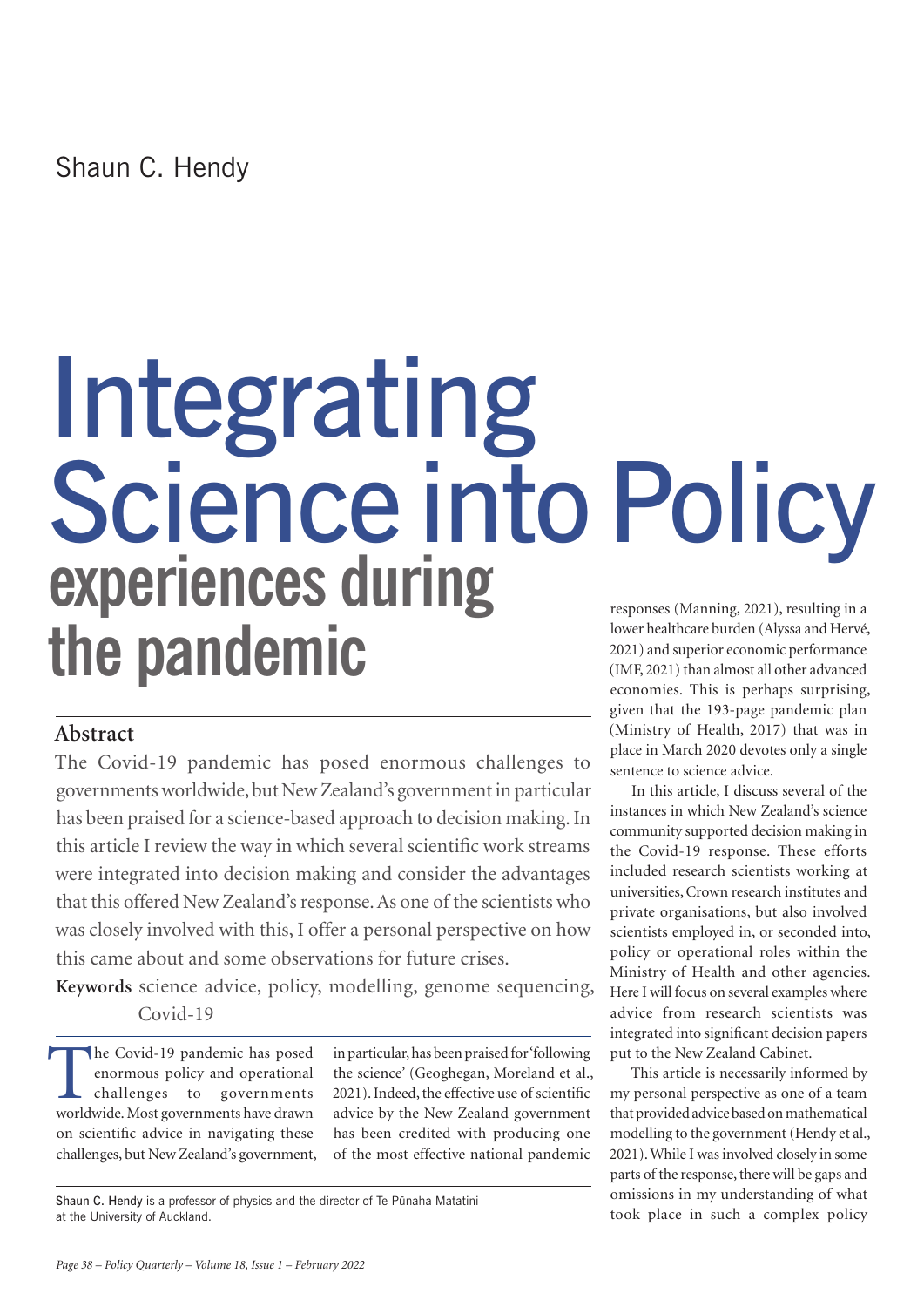Shaun C. Hendy

# Integrating Science into Policy

## experiences during the pandemic

### Abstract

The Covid-19 pandemic has posed enormous challenges to governments worldwide, but New Zealand's government in particular has been praised for a science-based approach to decision making. In this article I review the way in which several scientific work streams were integrated into decision making and consider the advantages that this offered New Zealand's response. As one of the scientists who was closely involved with this, I offer a personal perspective on how this came about and some observations for future crises.

**Keywords** science advice, policy, modelling, genome sequencing, Covid-19

The Covid-19 pandemic has posed enormous policy and operational challenges to governments worldwide. Most governments have drawn on scientific advice in navigating these challenges, but New Zealand's government, in particular, has been praised for 'following the science' (Geoghegan, Moreland et al., 2021). Indeed, the effective use of scientific advice by the New Zealand government has been credited with producing one of the most effective national pandemic responses (Manning, 2021), resulting in a lower healthcare burden (Alyssa and Hervé, 2021) and superior economic performance (IMF, 2021) than almost all other advanced economies. This is perhaps surprising, given that the 193-page pandemic plan (Ministry of Health, 2017) that was in place in March 2020 devotes only a single sentence to science advice.

In this article, I discuss several of the instances in which New Zealand's science community supported decision making in the Covid-19 response. These efforts included research scientists working at universities, Crown research institutes and private organisations, but also involved scientists employed in, or seconded into, policy or operational roles within the Ministry of Health and other agencies. Here I will focus on several examples where advice from research scientists was integrated into significant decision papers put to the New Zealand Cabinet.

This article is necessarily informed by my personal perspective as one of a team that provided advice based on mathematical modelling to the government (Hendy et al., 2021). While I was involved closely in some parts of the response, there will be gaps and omissions in my understanding of what took place in such a complex policy

Shaun C. Hendy is a professor of physics and the director of Te Pūnaha Matatini at the University of Auckland.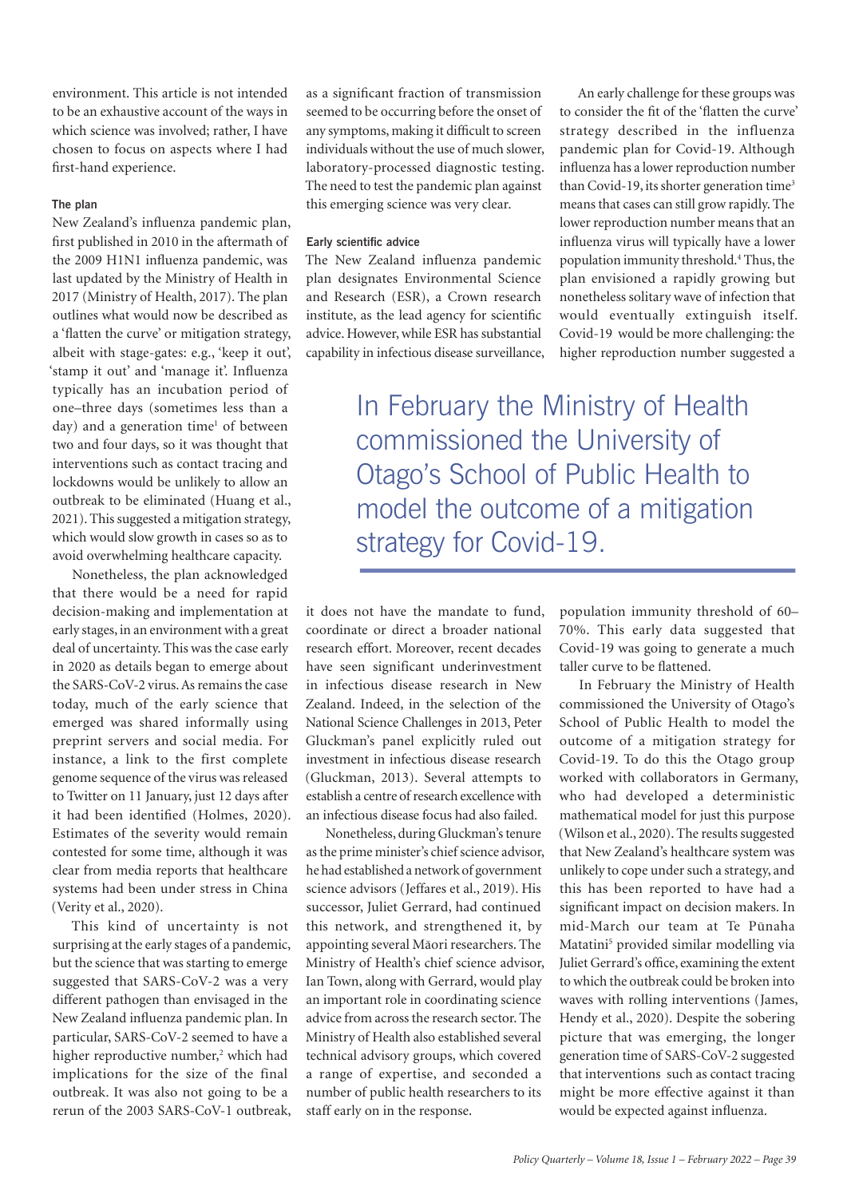environment. This article is not intended to be an exhaustive account of the ways in which science was involved; rather, I have chosen to focus on aspects where I had first-hand experience.

### The plan

New Zealand's influenza pandemic plan, first published in 2010 in the aftermath of the 2009 H1N1 influenza pandemic, was last updated by the Ministry of Health in 2017 (Ministry of Health, 2017). The plan outlines what would now be described as a 'flatten the curve' or mitigation strategy, albeit with stage-gates: e.g., 'keep it out', 'stamp it out' and 'manage it'. Influenza typically has an incubation period of one–three days (sometimes less than a day) and a generation time[1] of between two and four days, so it was thought that interventions such as contact tracing and lockdowns would be unlikely to allow an outbreak to be eliminated (Huang et al., 2021). This suggested a mitigation strategy, which would slow growth in cases so as to avoid overwhelming healthcare capacity.

Nonetheless, the plan acknowledged that there would be a need for rapid decision-making and implementation at early stages, in an environment with a great deal of uncertainty. This was the case early in 2020 as details began to emerge about the SARS-CoV-2 virus. As remains the case today, much of the early science that emerged was shared informally using preprint servers and social media. For instance, a link to the first complete genome sequence of the virus was released to Twitter on 11 January, just 12 days after it had been identified (Holmes, 2020). Estimates of the severity would remain contested for some time, although it was clear from media reports that healthcare systems had been under stress in China (Verity et al., 2020).

This kind of uncertainty is not surprising at the early stages of a pandemic, but the science that was starting to emerge suggested that SARS-CoV-2 was a very different pathogen than envisaged in the New Zealand influenza pandemic plan. In particular, SARS-CoV-2 seemed to have a higher reproductive number,[2] which had implications for the size of the final outbreak. It was also not going to be a rerun of the 2003 SARS-CoV-1 outbreak, as a significant fraction of transmission seemed to be occurring before the onset of any symptoms, making it difficult to screen individuals without the use of much slower, laboratory-processed diagnostic testing. The need to test the pandemic plan against this emerging science was very clear.

### Early scientific advice

The New Zealand influenza pandemic plan designates Environmental Science and Research (ESR), a Crown research institute, as the lead agency for scientific advice. However, while ESR has substantial capability in infectious disease surveillance, it does not have the mandate to fund, coordinate or direct a broader national research effort. Moreover, recent decades have seen significant underinvestment in infectious disease research in New Zealand. Indeed, in the selection of the National Science Challenges in 2013, Peter Gluckman's panel explicitly ruled out investment in infectious disease research (Gluckman, 2013). Several attempts to establish a centre of research excellence with an infectious disease focus had also failed.

Nonetheless, during Gluckman's tenure as the prime minister's chief science advisor, he had established a network of government science advisors (Jeffares et al., 2019). His successor, Juliet Gerrard, had continued this network, and strengthened it, by appointing several Māori researchers. The Ministry of Health's chief science advisor, Ian Town, along with Gerrard, would play an important role in coordinating science advice from across the research sector. The Ministry of Health also established several technical advisory groups, which covered a range of expertise, and seconded a number of public health researchers to its staff early on in the response.

An early challenge for these groups was to consider the fit of the 'flatten the curve' strategy described in the influenza pandemic plan for Covid-19. Although influenza has a lower reproduction number than Covid-19, its shorter generation time[3] means that cases can still grow rapidly. The lower reproduction number means that an influenza virus will typically have a lower population immunity threshold.[4] Thus, the plan envisioned a rapidly growing but nonetheless solitary wave of infection that would eventually extinguish itself. Covid-19 would be more challenging: the higher reproduction number suggested a population immunity threshold of 60–70%. This early data suggested that Covid-19 was going to generate a much taller curve to be flattened.

> In February the Ministry of Health commissioned the University of Otago's School of Public Health to model the outcome of a mitigation strategy for Covid-19.

In February the Ministry of Health commissioned the University of Otago's School of Public Health to model the outcome of a mitigation strategy for Covid-19. To do this the Otago group worked with collaborators in Germany, who had developed a deterministic mathematical model for just this purpose (Wilson et al., 2020). The results suggested that New Zealand's healthcare system was unlikely to cope under such a strategy, and this has been reported to have had a significant impact on decision makers. In mid-March our team at Te Pūnaha Matatini[5] provided similar modelling via Juliet Gerrard's office, examining the extent to which the outbreak could be broken into waves with rolling interventions (James, Hendy et al., 2020). Despite the sobering picture that was emerging, the longer generation time of SARS-CoV-2 suggested that interventions such as contact tracing might be more effective against it than would be expected against influenza.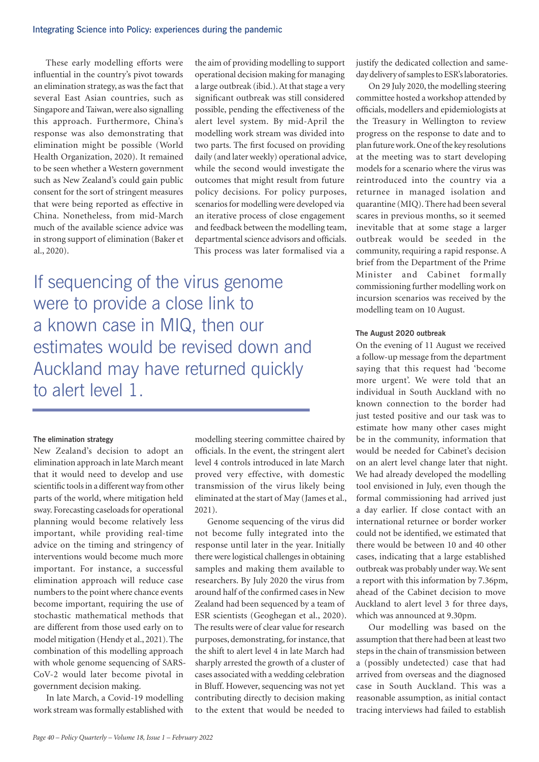These early modelling efforts were influential in the country's pivot towards an elimination strategy, as was the fact that several East Asian countries, such as Singapore and Taiwan, were also signalling this approach. Furthermore, China's response was also demonstrating that elimination might be possible (World Health Organization, 2020). It remained to be seen whether a Western government such as New Zealand's could gain public consent for the sort of stringent measures that were being reported as effective in China. Nonetheless, from mid-March much of the available science advice was in strong support of elimination (Baker et al., 2020).

> If sequencing of the virus genome were to provide a close link to a known case in MIQ, then our estimates would be revised down and Auckland may have returned quickly to alert level 1.

#### The elimination strategy

New Zealand's decision to adopt an elimination approach in late March meant that it would need to develop and use scientific tools in a different way from other parts of the world, where mitigation held sway. Forecasting caseloads for operational planning would become relatively less important, while providing real-time advice on the timing and stringency of interventions would become much more important. For instance, a successful elimination approach will reduce case numbers to the point where chance events become important, requiring the use of stochastic mathematical methods that are different from those used early on to model mitigation (Hendy et al., 2021). The combination of this modelling approach with whole genome sequencing of SARS-CoV-2 would later become pivotal in government decision making.

In late March, a Covid-19 modelling work stream was formally established with the aim of providing modelling to support operational decision making for managing a large outbreak (ibid.). At that stage a very significant outbreak was still considered possible, pending the effectiveness of the alert level system. By mid-April the modelling work stream was divided into two parts. The first focused on providing daily (and later weekly) operational advice, while the second would investigate the outcomes that might result from future policy decisions. For policy purposes, scenarios for modelling were developed via an iterative process of close engagement and feedback between the modelling team, departmental science advisors and officials. This process was later formalised via a modelling steering committee chaired by officials. In the event, the stringent alert level 4 controls introduced in late March proved very effective, with domestic transmission of the virus likely being eliminated at the start of May (James et al., 2021).

Genome sequencing of the virus did not become fully integrated into the response until later in the year. Initially there were logistical challenges in obtaining samples and making them available to researchers. By July 2020 the virus from around half of the confirmed cases in New Zealand had been sequenced by a team of ESR scientists (Geoghegan et al., 2020). The results were of clear value for research purposes, demonstrating, for instance, that the shift to alert level 4 in late March had sharply arrested the growth of a cluster of cases associated with a wedding celebration in Bluff. However, sequencing was not yet contributing directly to decision making to the extent that would be needed to justify the dedicated collection and same-day delivery of samples to ESR's laboratories.

On 29 July 2020, the modelling steering committee hosted a workshop attended by officials, modellers and epidemiologists at the Treasury in Wellington to review progress on the response to date and to plan future work. One of the key resolutions at the meeting was to start developing models for a scenario where the virus was reintroduced into the country via a returnee in managed isolation and quarantine (MIQ). There had been several scares in previous months, so it seemed inevitable that at some stage a larger outbreak would be seeded in the community, requiring a rapid response. A brief from the Department of the Prime Minister and Cabinet formally commissioning further modelling work on incursion scenarios was received by the modelling team on 10 August.

#### The August 2020 outbreak

On the evening of 11 August we received a follow-up message from the department saying that this request had 'become more urgent'. We were told that an individual in South Auckland with no known connection to the border had just tested positive and our task was to estimate how many other cases might be in the community, information that would be needed for Cabinet's decision on an alert level change later that night. We had already developed the modelling tool envisioned in July, even though the formal commissioning had arrived just a day earlier. If close contact with an international returnee or border worker could not be identified, we estimated that there would be between 10 and 40 other cases, indicating that a large established outbreak was probably under way. We sent a report with this information by 7.36pm, ahead of the Cabinet decision to move Auckland to alert level 3 for three days, which was announced at 9.30pm.

Our modelling was based on the assumption that there had been at least two steps in the chain of transmission between a (possibly undetected) case that had arrived from overseas and the diagnosed case in South Auckland. This was a reasonable assumption, as initial contact tracing interviews had failed to establish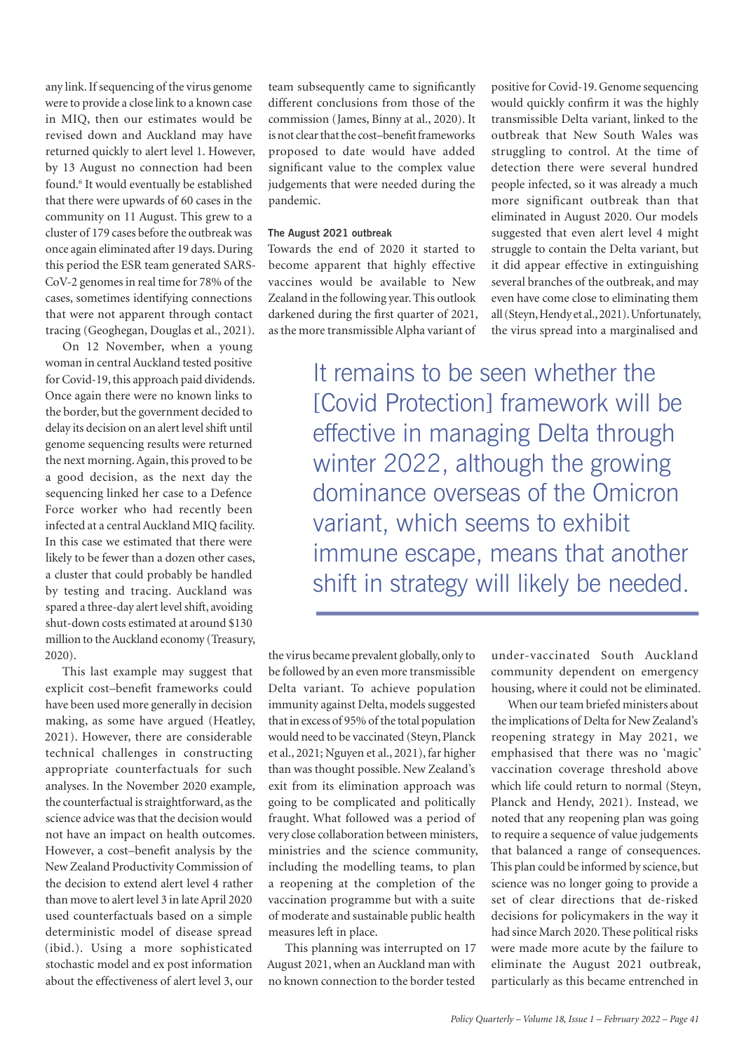any link. If sequencing of the virus genome were to provide a close link to a known case in MIQ, then our estimates would be revised down and Auckland may have returned quickly to alert level 1. However, by 13 August no connection had been found.[6] It would eventually be established that there were upwards of 60 cases in the community on 11 August. This grew to a cluster of 179 cases before the outbreak was once again eliminated after 19 days. During this period the ESR team generated SARS-CoV-2 genomes in real time for 78% of the cases, sometimes identifying connections that were not apparent through contact tracing (Geoghegan, Douglas et al., 2021).

On 12 November, when a young woman in central Auckland tested positive for Covid-19, this approach paid dividends. Once again there were no known links to the border, but the government decided to delay its decision on an alert level shift until genome sequencing results were returned the next morning. Again, this proved to be a good decision, as the next day the sequencing linked her case to a Defence Force worker who had recently been infected at a central Auckland MIQ facility. In this case we estimated that there were likely to be fewer than a dozen other cases, a cluster that could probably be handled by testing and tracing. Auckland was spared a three-day alert level shift, avoiding shut-down costs estimated at around $130 million to the Auckland economy (Treasury, 2020).

This last example may suggest that explicit cost–benefit frameworks could have been used more generally in decision making, as some have argued (Heatley, 2021). However, there are considerable technical challenges in constructing appropriate counterfactuals for such analyses. In the November 2020 example, the counterfactual is straightforward, as the science advice was that the decision would not have an impact on health outcomes. However, a cost–benefit analysis by the New Zealand Productivity Commission of the decision to extend alert level 4 rather than move to alert level 3 in late April 2020 used counterfactuals based on a simple deterministic model of disease spread (ibid.). Using a more sophisticated stochastic model and ex post information about the effectiveness of alert level 3, our team subsequently came to significantly different conclusions from those of the commission (James, Binny at al., 2020). It is not clear that the cost–benefit frameworks proposed to date would have added significant value to the complex value judgements that were needed during the pandemic.

### The August 2021 outbreak

Towards the end of 2020 it started to become apparent that highly effective vaccines would be available to New Zealand in the following year. This outlook darkened during the first quarter of 2021, as the more transmissible Alpha variant of the virus became prevalent globally, only to be followed by an even more transmissible Delta variant. To achieve population immunity against Delta, models suggested that in excess of 95% of the total population would need to be vaccinated (Steyn, Planck et al., 2021; Nguyen et al., 2021), far higher than was thought possible. New Zealand's exit from its elimination approach was going to be complicated and politically fraught. What followed was a period of very close collaboration between ministers, ministries and the science community, including the modelling teams, to plan a reopening at the completion of the vaccination programme but with a suite of moderate and sustainable public health measures left in place.

This planning was interrupted on 17 August 2021, when an Auckland man with no known connection to the border tested positive for Covid-19. Genome sequencing would quickly confirm it was the highly transmissible Delta variant, linked to the outbreak that New South Wales was struggling to control. At the time of detection there were several hundred people infected, so it was already a much more significant outbreak than that eliminated in August 2020. Our models suggested that even alert level 4 might struggle to contain the Delta variant, but it did appear effective in extinguishing several branches of the outbreak, and may even have come close to eliminating them all (Steyn, Hendy et al., 2021). Unfortunately, the virus spread into a marginalised and under-vaccinated South Auckland community dependent on emergency housing, where it could not be eliminated.

> It remains to be seen whether the [Covid Protection] framework will be effective in managing Delta through winter 2022, although the growing dominance overseas of the Omicron variant, which seems to exhibit immune escape, means that another shift in strategy will likely be needed.

When our team briefed ministers about the implications of Delta for New Zealand's reopening strategy in May 2021, we emphasised that there was no 'magic' vaccination coverage threshold above which life could return to normal (Steyn, Planck and Hendy, 2021). Instead, we noted that any reopening plan was going to require a sequence of value judgements that balanced a range of consequences. This plan could be informed by science, but science was no longer going to provide a set of clear directions that de-risked decisions for policymakers in the way it had since March 2020. These political risks were made more acute by the failure to eliminate the August 2021 outbreak, particularly as this became entrenched in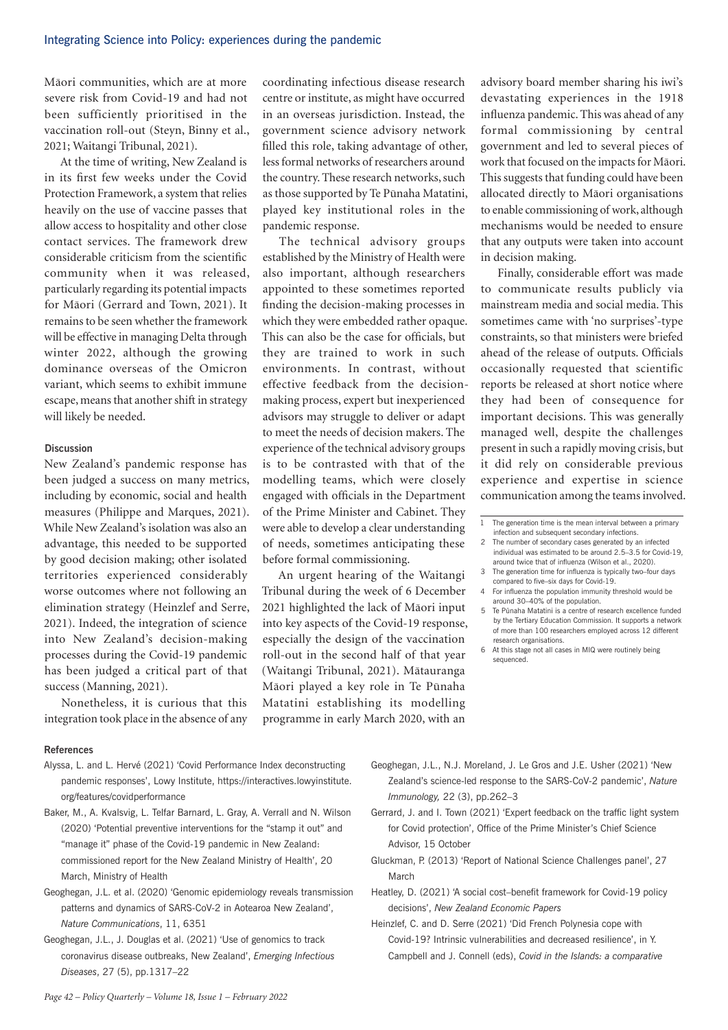Māori communities, which are at more severe risk from Covid-19 and had not been sufficiently prioritised in the vaccination roll-out (Steyn, Binny et al., 2021; Waitangi Tribunal, 2021).

At the time of writing, New Zealand is in its first few weeks under the Covid Protection Framework, a system that relies heavily on the use of vaccine passes that allow access to hospitality and other close contact services. The framework drew considerable criticism from the scientific community when it was released, particularly regarding its potential impacts for Māori (Gerrard and Town, 2021). It remains to be seen whether the framework will be effective in managing Delta through winter 2022, although the growing dominance overseas of the Omicron variant, which seems to exhibit immune escape, means that another shift in strategy will likely be needed.

### Discussion

New Zealand's pandemic response has been judged a success on many metrics, including by economic, social and health measures (Philippe and Marques, 2021). While New Zealand's isolation was also an advantage, this needed to be supported by good decision making; other isolated territories experienced considerably worse outcomes where not following an elimination strategy (Heinzlef and Serre, 2021). Indeed, the integration of science into New Zealand's decision-making processes during the Covid-19 pandemic has been judged a critical part of that success (Manning, 2021).

Nonetheless, it is curious that this integration took place in the absence of any coordinating infectious disease research centre or institute, as might have occurred in an overseas jurisdiction. Instead, the government science advisory network filled this role, taking advantage of other, less formal networks of researchers around the country. These research networks, such as those supported by Te Pūnaha Matatini, played key institutional roles in the pandemic response.

The technical advisory groups established by the Ministry of Health were also important, although researchers appointed to these sometimes reported finding the decision-making processes in which they were embedded rather opaque. This can also be the case for officials, but they are trained to work in such environments. In contrast, without effective feedback from the decision-making process, expert but inexperienced advisors may struggle to deliver or adapt to meet the needs of decision makers. The experience of the technical advisory groups is to be contrasted with that of the modelling teams, which were closely engaged with officials in the Department of the Prime Minister and Cabinet. They were able to develop a clear understanding of needs, sometimes anticipating these before formal commissioning.

An urgent hearing of the Waitangi Tribunal during the week of 6 December 2021 highlighted the lack of Māori input into key aspects of the Covid-19 response, especially the design of the vaccination roll-out in the second half of that year (Waitangi Tribunal, 2021). Mātauranga Māori played a key role in Te Pūnaha Matatini establishing its modelling programme in early March 2020, with an advisory board member sharing his iwi's devastating experiences in the 1918 influenza pandemic. This was ahead of any formal commissioning by central government and led to several pieces of work that focused on the impacts for Māori. This suggests that funding could have been allocated directly to Māori organisations to enable commissioning of work, although mechanisms would be needed to ensure that any outputs were taken into account in decision making.

Finally, considerable effort was made to communicate results publicly via mainstream media and social media. This sometimes came with 'no surprises'-type constraints, so that ministers were briefed ahead of the release of outputs. Officials occasionally requested that scientific reports be released at short notice where they had been of consequence for important decisions. This was generally managed well, despite the challenges present in such a rapidly moving crisis, but it did rely on considerable previous experience and expertise in science communication among the teams involved.

---

1 The generation time is the mean interval between a primary infection and subsequent secondary infections.

2 The number of secondary cases generated by an infected individual was estimated to be around 2.5–3.5 for Covid-19, around twice that of influenza (Wilson et al., 2020).

3 The generation time for influenza is typically two–four days compared to five–six days for Covid-19.

4 For influenza the population immunity threshold would be around 30–40% of the population.

5 Te Pūnaha Matatini is a centre of research excellence funded by the Tertiary Education Commission. It supports a network of more than 100 researchers employed across 12 different research organisations.

6 At this stage not all cases in MIQ were routinely being sequenced.

### References

Alyssa, L. and L. Hervé (2021) 'Covid Performance Index deconstructing pandemic responses', Lowy Institute, https://interactives.lowyinstitute.org/features/covidperformance

Baker, M., A. Kvalsvig, L. Telfar Barnard, L. Gray, A. Verrall and N. Wilson (2020) 'Potential preventive interventions for the "stamp it out" and "manage it" phase of the Covid-19 pandemic in New Zealand: commissioned report for the New Zealand Ministry of Health', 20 March, Ministry of Health

Geoghegan, J.L. et al. (2020) 'Genomic epidemiology reveals transmission patterns and dynamics of SARS-CoV-2 in Aotearoa New Zealand', *Nature Communications*, 11, 6351

Geoghegan, J.L., J. Douglas et al. (2021) 'Use of genomics to track coronavirus disease outbreaks, New Zealand', *Emerging Infectious Diseases*, 27 (5), pp.1317–22

Geoghegan, J.L., N.J. Moreland, J. Le Gros and J.E. Usher (2021) 'New Zealand's science-led response to the SARS-CoV-2 pandemic', *Nature Immunology,* 22 (3), pp.262–3

Gerrard, J. and I. Town (2021) 'Expert feedback on the traffic light system for Covid protection', Office of the Prime Minister's Chief Science Advisor, 15 October

Gluckman, P. (2013) 'Report of National Science Challenges panel', 27 March

Heatley, D. (2021) 'A social cost–benefit framework for Covid-19 policy decisions', *New Zealand Economic Papers*

Heinzlef, C. and D. Serre (2021) 'Did French Polynesia cope with Covid-19? Intrinsic vulnerabilities and decreased resilience', in Y. Campbell and J. Connell (eds), *Covid in the Islands: a comparative*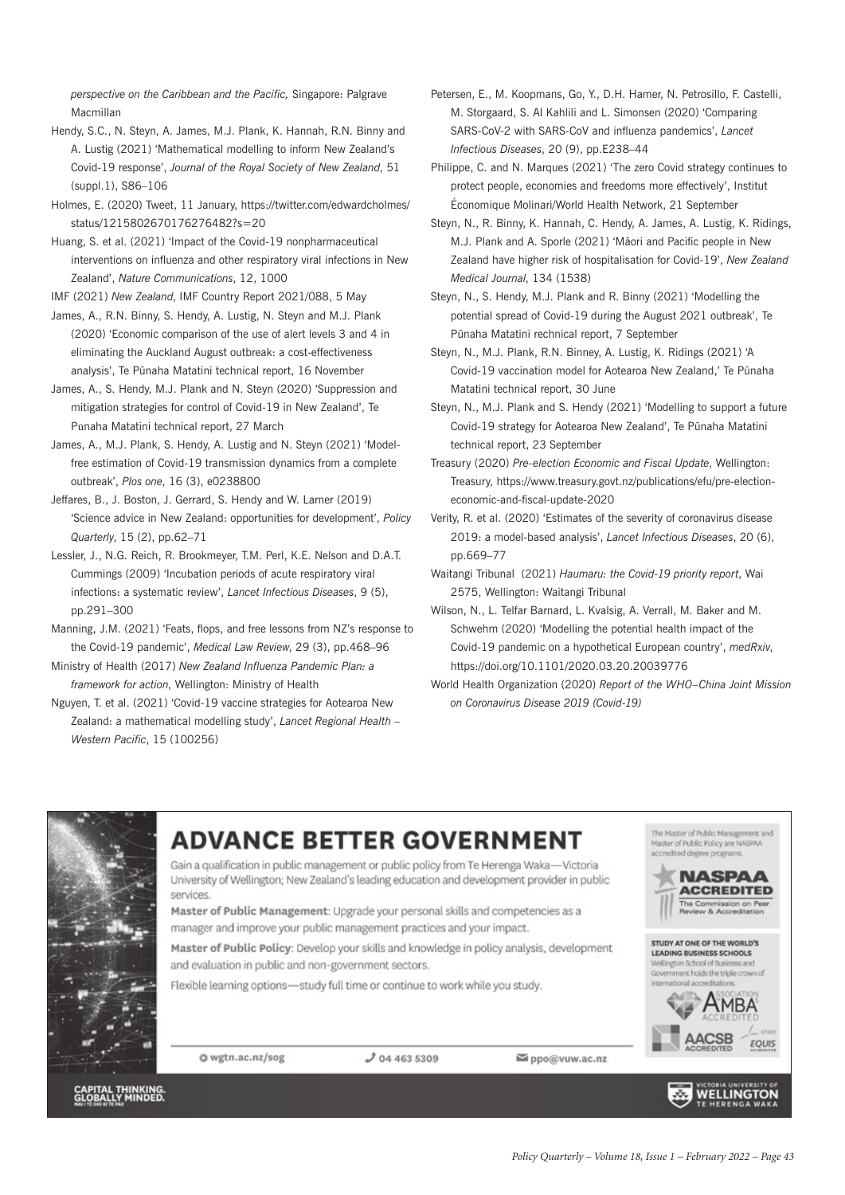*perspective on the Caribbean and the Pacific,* Singapore: Palgrave Macmillan

Hendy, S.C., N. Steyn, A. James, M.J. Plank, K. Hannah, R.N. Binny and A. Lustig (2021) 'Mathematical modelling to inform New Zealand's Covid-19 response', *Journal of the Royal Society of New Zealand*, 51 (suppl.1), S86–106

Holmes, E. (2020) Tweet, 11 January, https://twitter.com/edwardcholmes/status/1215802670176276482?s=20

Huang, S. et al. (2021) 'Impact of the Covid-19 nonpharmaceutical interventions on influenza and other respiratory viral infections in New Zealand', *Nature Communications*, 12, 1000

IMF (2021) *New Zealand*, IMF Country Report 2021/088, 5 May

James, A., R.N. Binny, S. Hendy, A. Lustig, N. Steyn and M.J. Plank (2020) 'Economic comparison of the use of alert levels 3 and 4 in eliminating the Auckland August outbreak: a cost-effectiveness analysis', Te Pūnaha Matatini technical report, 16 November

James, A., S. Hendy, M.J. Plank and N. Steyn (2020) 'Suppression and mitigation strategies for control of Covid-19 in New Zealand', Te Pūnaha Matatini technical report, 27 March

James, A., M.J. Plank, S. Hendy, A. Lustig and N. Steyn (2021) 'Model-free estimation of Covid-19 transmission dynamics from a complete outbreak', *Plos one*, 16 (3), e0238800

Jeffares, B., J. Boston, J. Gerrard, S. Hendy and W. Larner (2019) 'Science advice in New Zealand: opportunities for development', *Policy Quarterly*, 15 (2), pp.62–71

Lessler, J., N.G. Reich, R. Brookmeyer, T.M. Perl, K.E. Nelson and D.A.T. Cummings (2009) 'Incubation periods of acute respiratory viral infections: a systematic review', *Lancet Infectious Diseases*, 9 (5), pp.291–300

Manning, J.M. (2021) 'Feats, flops, and free lessons from NZ's response to the Covid-19 pandemic', *Medical Law Review*, 29 (3), pp.468–96

Ministry of Health (2017) *New Zealand Influenza Pandemic Plan: a framework for action*, Wellington: Ministry of Health

Nguyen, T. et al. (2021) 'Covid-19 vaccine strategies for Aotearoa New Zealand: a mathematical modelling study', *Lancet Regional Health – Western Pacific*, 15 (100256)

Petersen, E., M. Koopmans, Go, Y., D.H. Hamer, N. Petrosillo, F. Castelli, M. Storgaard, S. Al Kahlili and L. Simonsen (2020) 'Comparing SARS-CoV-2 with SARS-CoV and influenza pandemics', *Lancet Infectious Diseases*, 20 (9), pp.E238–44

Philippe, C. and N. Marques (2021) 'The zero Covid strategy continues to protect people, economies and freedoms more effectively', Institut Économique Molinari/World Health Network, 21 September

Steyn, N., R. Binny, K. Hannah, C. Hendy, A. James, A. Lustig, K. Ridings, M.J. Plank and A. Sporle (2021) 'Māori and Pacific people in New Zealand have higher risk of hospitalisation for Covid-19', *New Zealand Medical Journal*, 134 (1538)

Steyn, N., S. Hendy, M.J. Plank and R. Binny (2021) 'Modelling the potential spread of Covid-19 during the August 2021 outbreak', Te Pūnaha Matatini rechnical report, 7 September

Steyn, N., M.J. Plank, R.N. Binney, A. Lustig, K. Ridings (2021) 'A Covid-19 vaccination model for Aotearoa New Zealand,' Te Pūnaha Matatini technical report, 30 June

Steyn, N., M.J. Plank and S. Hendy (2021) 'Modelling to support a future Covid-19 strategy for Aotearoa New Zealand', Te Pūnaha Matatini technical report, 23 September

Treasury (2020) *Pre-election Economic and Fiscal Update*, Wellington: Treasury, https://www.treasury.govt.nz/publications/efu/pre-election-economic-and-fiscal-update-2020

Verity, R. et al. (2020) 'Estimates of the severity of coronavirus disease 2019: a model-based analysis', *Lancet Infectious Diseases*, 20 (6), pp.669–77

Waitangi Tribunal (2021) *Haumaru: the Covid-19 priority report*, Wai 2575, Wellington: Waitangi Tribunal

Wilson, N., L. Telfar Barnard, L. Kvalsig, A. Verrall, M. Baker and M. Schwehm (2020) 'Modelling the potential health impact of the Covid-19 pandemic on a hypothetical European country', *medRxiv*, https://doi.org/10.1101/2020.03.20.20039776

World Health Organization (2020) *Report of the WHO–China Joint Mission on Coronavirus Disease 2019 (Covid-19)*

# ADVANCE BETTER GOVERNMENT

Gain a qualification in public management or public policy from Te Herenga Waka—Victoria University of Wellington; New Zealand's leading education and development provider in public services.

**Master of Public Management**: Upgrade your personal skills and competencies as a manager and improve your public management practices and your impact.

**Master of Public Policy**: Develop your skills and knowledge in policy analysis, development and evaluation in public and non-government sectors.

Flexible learning options—study full time or continue to work while you study.

wgtn.ac.nz/sog | 04 463 5309 | ppo@vuw.ac.nz

The Master of Public Management and Master of Public Policy are NASPAA accredited degree programs.

NASPAA ACCREDITED — The Commission on Peer Review & Accreditation

STUDY AT ONE OF THE WORLD'S LEADING BUSINESS SCHOOLS
Wellington School of Business and Government holds the triple crown of international accreditations.

AMBA ACCREDITED · AACSB ACCREDITED · EQUIS

CAPITAL THINKING. GLOBALLY MINDED.

VICTORIA UNIVERSITY OF WELLINGTON — TE HERENGA WAKA